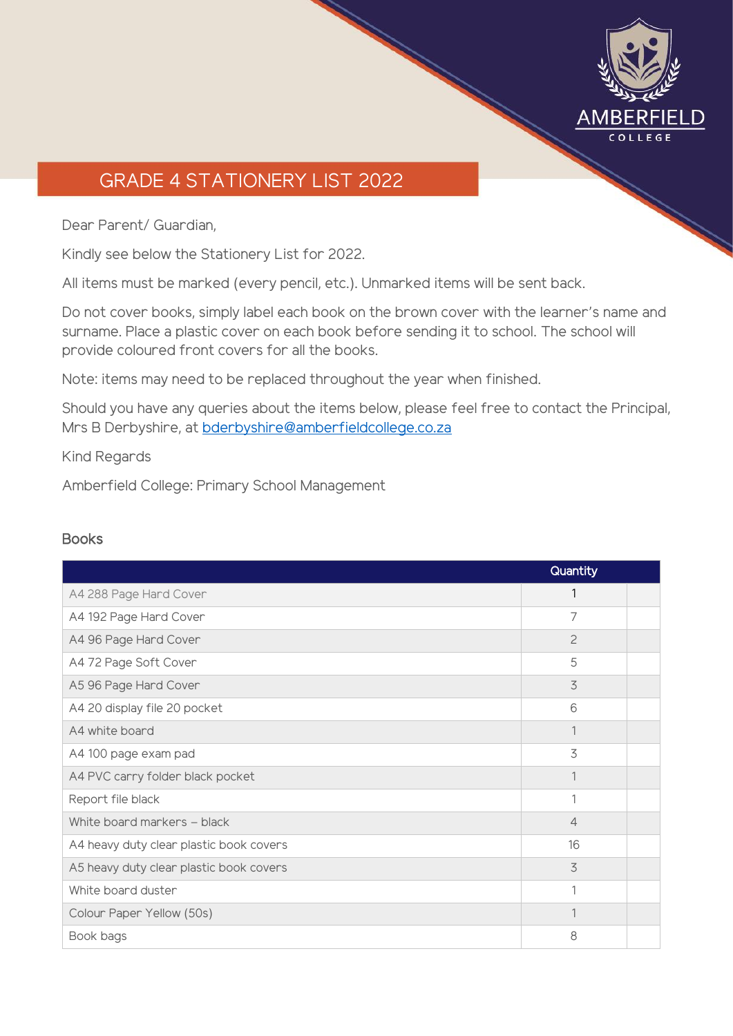# GRADE 4 STATIONERY LIST 2022

Dear Parent/ Guardian,

Kindly see below the Stationery List for 2022.

All items must be marked (every pencil, etc.). Unmarked items will be sent back.

Do not cover books, simply label each book on the brown cover with the learner's name and surname. Place a plastic cover on each book before sending it to school. The school will provide coloured front covers for all the books.

Note: items may need to be replaced throughout the year when finished.

Should you have any queries about the items below, please feel free to contact the Principal, Mrs B Derbyshire, at bderbyshire@amberfieldcollege.co.za

Kind Regards

Amberfield College: Primary School Management

## Books

| | Quantity | |
|---|---|---|
| A4 288 Page Hard Cover | 1 | |
| A4 192 Page Hard Cover | 7 | |
| A4 96 Page Hard Cover | 2 | |
| A4 72 Page Soft Cover | 5 | |
| A5 96 Page Hard Cover | 3 | |
| A4 20 display file 20 pocket | 6 | |
| A4 white board | 1 | |
| A4 100 page exam pad | 3 | |
| A4 PVC carry folder black pocket | 1 | |
| Report file black | 1 | |
| White board markers – black | 4 | |
| A4 heavy duty clear plastic book covers | 16 | |
| A5 heavy duty clear plastic book covers | 3 | |
| White board duster | 1 | |
| Colour Paper Yellow (50s) | 1 | |
| Book bags | 8 | |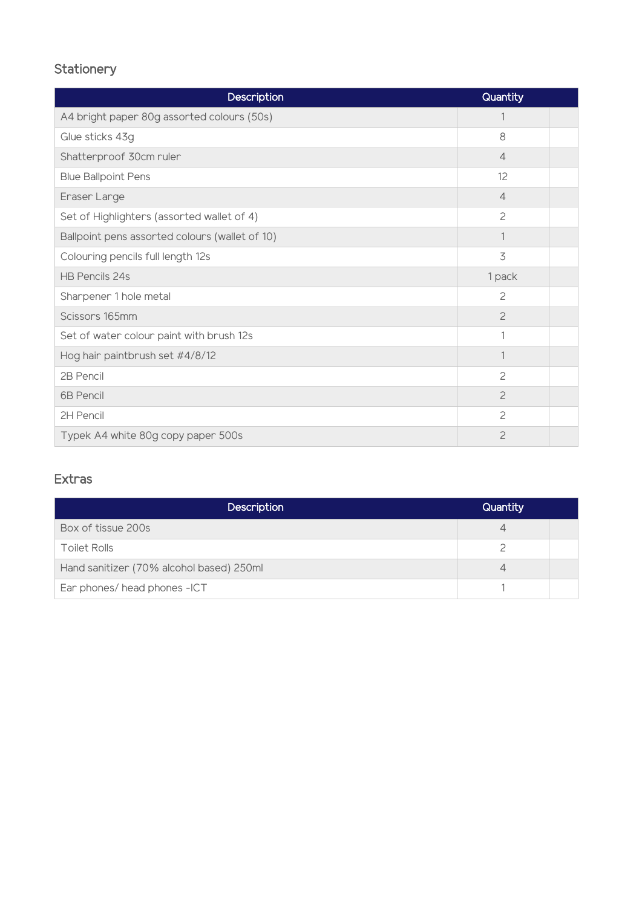## Stationery

| Description | Quantity | |
|---|---|---|
| A4 bright paper 80g assorted colours (50s) | 1 | |
| Glue sticks 43g | 8 | |
| Shatterproof 30cm ruler | 4 | |
| Blue Ballpoint Pens | 12 | |
| Eraser Large | 4 | |
| Set of Highlighters (assorted wallet of 4) | 2 | |
| Ballpoint pens assorted colours (wallet of 10) | 1 | |
| Colouring pencils full length 12s | 3 | |
| HB Pencils 24s | 1 pack | |
| Sharpener 1 hole metal | 2 | |
| Scissors 165mm | 2 | |
| Set of water colour paint with brush 12s | 1 | |
| Hog hair paintbrush set #4/8/12 | 1 | |
| 2B Pencil | 2 | |
| 6B Pencil | 2 | |
| 2H Pencil | 2 | |
| Typek A4 white 80g copy paper 500s | 2 | |

## Extras

| Description | Quantity | |
|---|---|---|
| Box of tissue 200s | 4 | |
| Toilet Rolls | 2 | |
| Hand sanitizer (70% alcohol based) 250ml | 4 | |
| Ear phones/ head phones -ICT | 1 | |